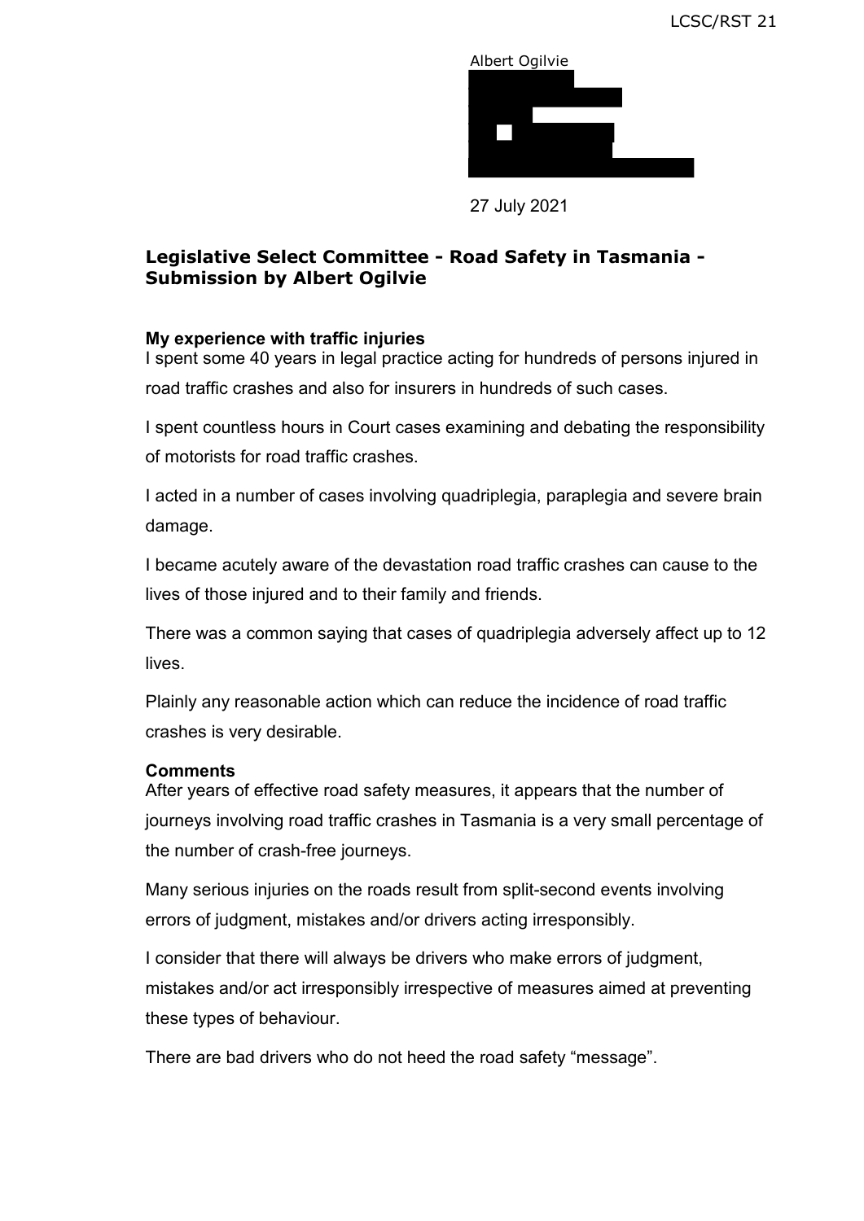Albert Ogilvie

27 July 2021

## Legislative Select Committee - Road Safety in Tasmania - Submission by Albert Ogilvie

**My experience with traffic injuries**

I spent some 40 years in legal practice acting for hundreds of persons injured in road traffic crashes and also for insurers in hundreds of such cases.

I spent countless hours in Court cases examining and debating the responsibility of motorists for road traffic crashes.

I acted in a number of cases involving quadriplegia, paraplegia and severe brain damage.

I became acutely aware of the devastation road traffic crashes can cause to the lives of those injured and to their family and friends.

There was a common saying that cases of quadriplegia adversely affect up to 12 lives.

Plainly any reasonable action which can reduce the incidence of road traffic crashes is very desirable.

**Comments**

After years of effective road safety measures, it appears that the number of journeys involving road traffic crashes in Tasmania is a very small percentage of the number of crash-free journeys.

Many serious injuries on the roads result from split-second events involving errors of judgment, mistakes and/or drivers acting irresponsibly.

I consider that there will always be drivers who make errors of judgment, mistakes and/or act irresponsibly irrespective of measures aimed at preventing these types of behaviour.

There are bad drivers who do not heed the road safety "message".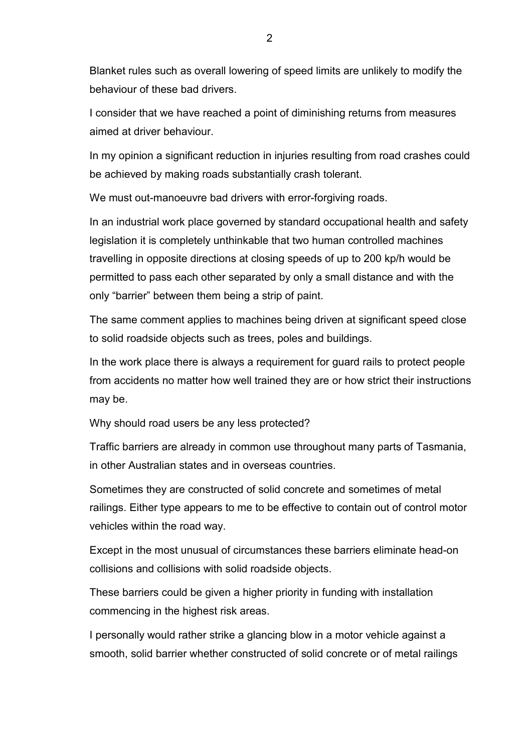Blanket rules such as overall lowering of speed limits are unlikely to modify the behaviour of these bad drivers.

I consider that we have reached a point of diminishing returns from measures aimed at driver behaviour.

In my opinion a significant reduction in injuries resulting from road crashes could be achieved by making roads substantially crash tolerant.

We must out-manoeuvre bad drivers with error-forgiving roads.

In an industrial work place governed by standard occupational health and safety legislation it is completely unthinkable that two human controlled machines travelling in opposite directions at closing speeds of up to 200 kp/h would be permitted to pass each other separated by only a small distance and with the only "barrier" between them being a strip of paint.

The same comment applies to machines being driven at significant speed close to solid roadside objects such as trees, poles and buildings.

In the work place there is always a requirement for guard rails to protect people from accidents no matter how well trained they are or how strict their instructions may be.

Why should road users be any less protected?

Traffic barriers are already in common use throughout many parts of Tasmania, in other Australian states and in overseas countries.

Sometimes they are constructed of solid concrete and sometimes of metal railings. Either type appears to me to be effective to contain out of control motor vehicles within the road way.

Except in the most unusual of circumstances these barriers eliminate head-on collisions and collisions with solid roadside objects.

These barriers could be given a higher priority in funding with installation commencing in the highest risk areas.

I personally would rather strike a glancing blow in a motor vehicle against a smooth, solid barrier whether constructed of solid concrete or of metal railings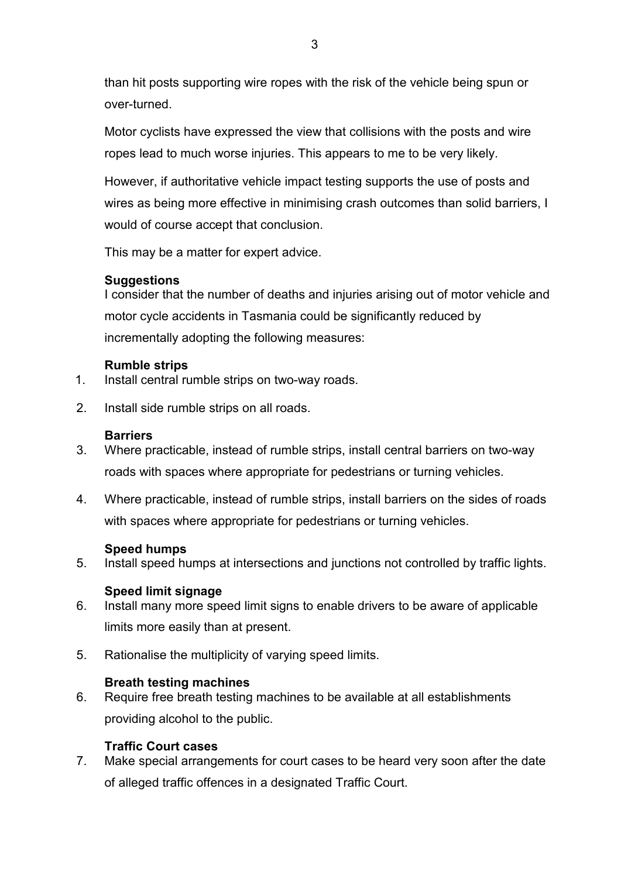than hit posts supporting wire ropes with the risk of the vehicle being spun or over-turned.

Motor cyclists have expressed the view that collisions with the posts and wire ropes lead to much worse injuries. This appears to me to be very likely.

However, if authoritative vehicle impact testing supports the use of posts and wires as being more effective in minimising crash outcomes than solid barriers, I would of course accept that conclusion.

This may be a matter for expert advice.

**Suggestions**

I consider that the number of deaths and injuries arising out of motor vehicle and motor cycle accidents in Tasmania could be significantly reduced by incrementally adopting the following measures:

**Rumble strips**

1. Install central rumble strips on two-way roads.

2. Install side rumble strips on all roads.

**Barriers**

3. Where practicable, instead of rumble strips, install central barriers on two-way roads with spaces where appropriate for pedestrians or turning vehicles.

4. Where practicable, instead of rumble strips, install barriers on the sides of roads with spaces where appropriate for pedestrians or turning vehicles.

**Speed humps**

5. Install speed humps at intersections and junctions not controlled by traffic lights.

**Speed limit signage**

6. Install many more speed limit signs to enable drivers to be aware of applicable limits more easily than at present.

5. Rationalise the multiplicity of varying speed limits.

**Breath testing machines**

6. Require free breath testing machines to be available at all establishments providing alcohol to the public.

**Traffic Court cases**

7. Make special arrangements for court cases to be heard very soon after the date of alleged traffic offences in a designated Traffic Court.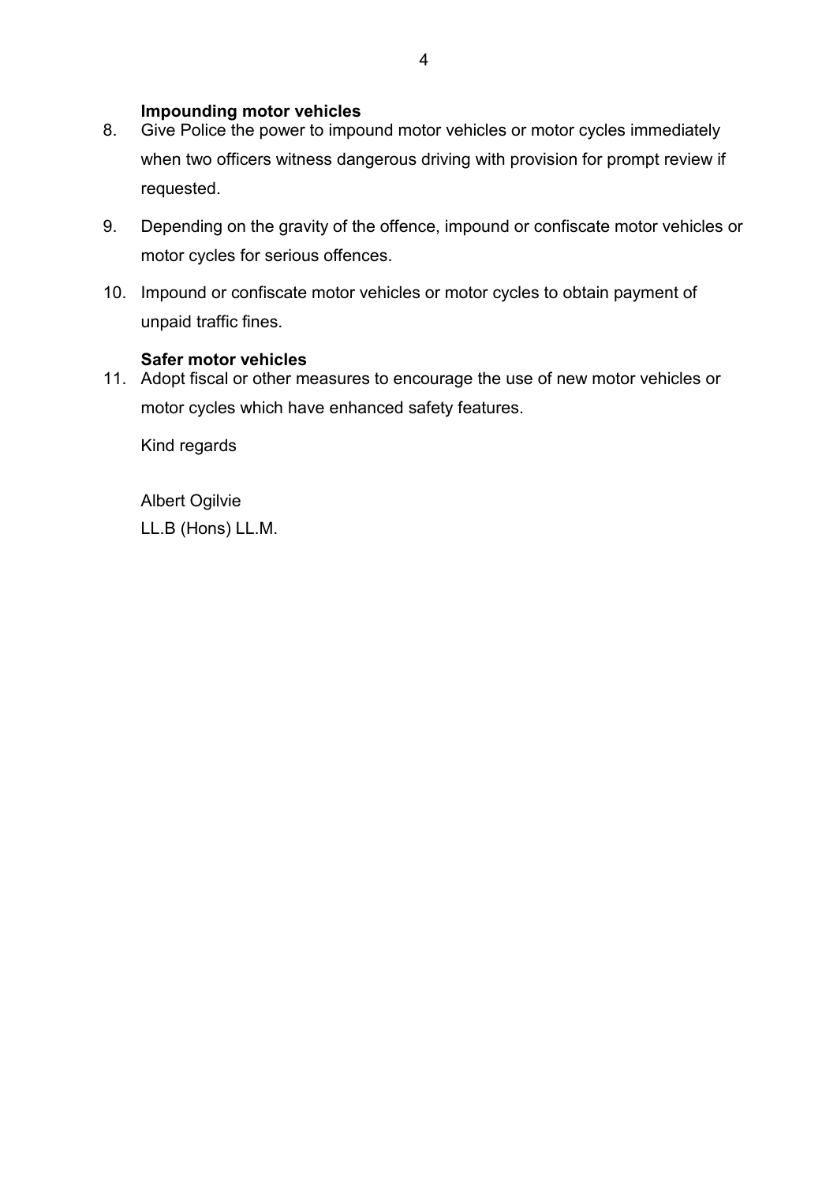**Impounding motor vehicles**

8. Give Police the power to impound motor vehicles or motor cycles immediately when two officers witness dangerous driving with provision for prompt review if requested.

9. Depending on the gravity of the offence, impound or confiscate motor vehicles or motor cycles for serious offences.

10. Impound or confiscate motor vehicles or motor cycles to obtain payment of unpaid traffic fines.

**Safer motor vehicles**

11. Adopt fiscal or other measures to encourage the use of new motor vehicles or motor cycles which have enhanced safety features.

Kind regards

Albert Ogilvie
LL.B (Hons) LL.M.